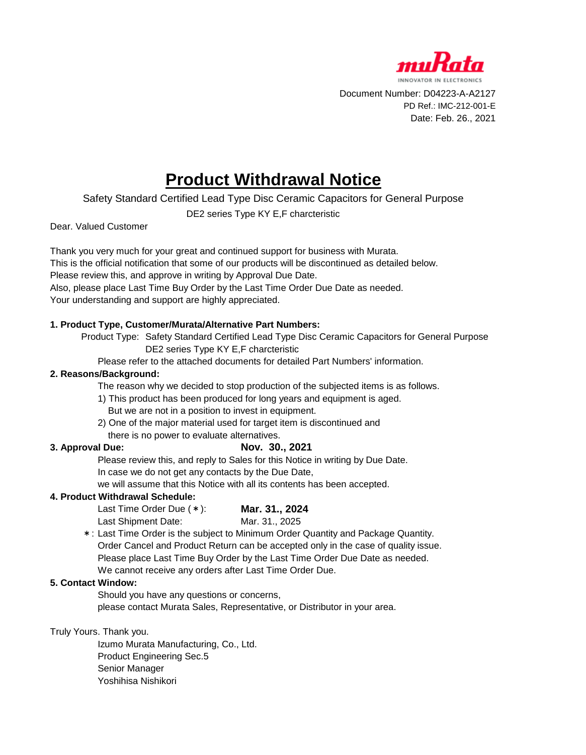muRata
INNOVATOR IN ELECTRONICS

Document Number: D04223-A-A2127
PD Ref.: IMC-212-001-E
Date: Feb. 26., 2021

# Product Withdrawal Notice

Safety Standard Certified Lead Type Disc Ceramic Capacitors for General Purpose

DE2 series Type KY E,F charcteristic

Dear. Valued Customer

Thank you very much for your great and continued support for business with Murata.
This is the official notification that some of our products will be discontinued as detailed below.
Please review this, and approve in writing by Approval Due Date.
Also, please place Last Time Buy Order by the Last Time Order Due Date as needed.
Your understanding and support are highly appreciated.

**1. Product Type, Customer/Murata/Alternative Part Numbers:**

Product Type: Safety Standard Certified Lead Type Disc Ceramic Capacitors for General Purpose
DE2 series Type KY E,F charcteristic

Please refer to the attached documents for detailed Part Numbers' information.

**2. Reasons/Background:**

The reason why we decided to stop production of the subjected items is as follows.

1) This product has been produced for long years and equipment is aged.
But we are not in a position to invest in equipment.

2) One of the major material used for target item is discontinued and
there is no power to evaluate alternatives.

**3. Approval Due:** **Nov. 30., 2021**

Please review this, and reply to Sales for this Notice in writing by Due Date.
In case we do not get any contacts by the Due Date,
we will assume that this Notice with all its contents has been accepted.

**4. Product Withdrawal Schedule:**

Last Time Order Due (＊): **Mar. 31., 2024**

Last Shipment Date: Mar. 31., 2025

＊: Last Time Order is the subject to Minimum Order Quantity and Package Quantity.
Order Cancel and Product Return can be accepted only in the case of quality issue.
Please place Last Time Buy Order by the Last Time Order Due Date as needed.
We cannot receive any orders after Last Time Order Due.

**5. Contact Window:**

Should you have any questions or concerns,
please contact Murata Sales, Representative, or Distributor in your area.

Truly Yours. Thank you.

Izumo Murata Manufacturing, Co., Ltd.
Product Engineering Sec.5
Senior Manager
Yoshihisa Nishikori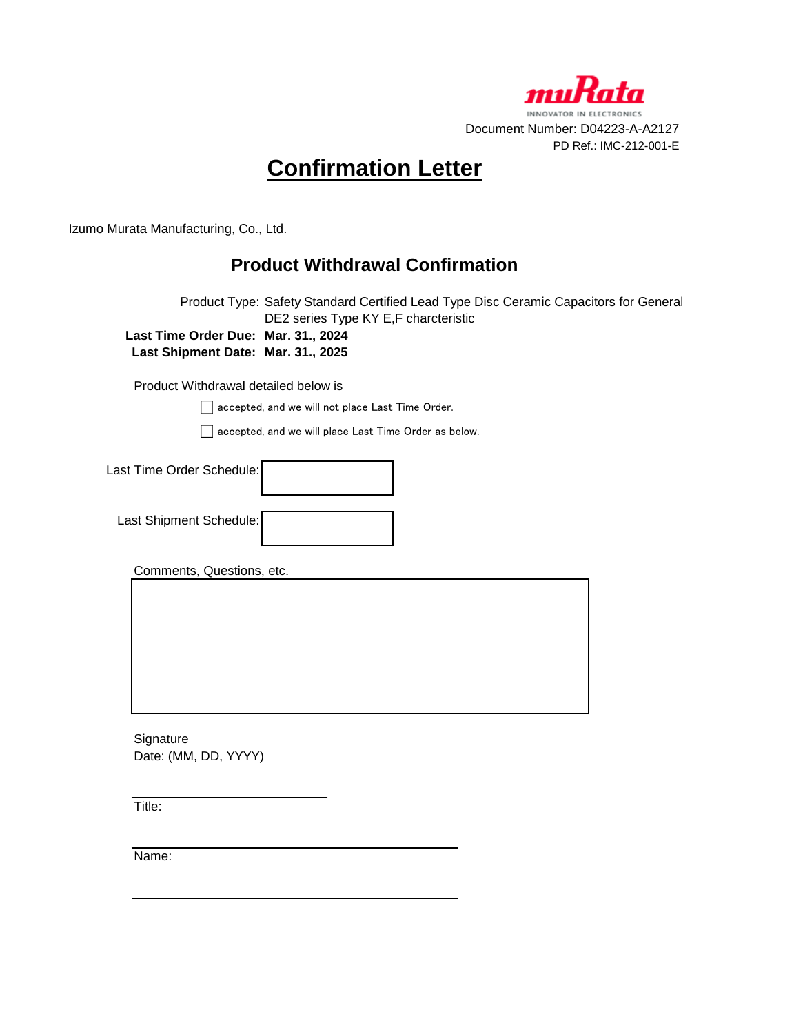muRata
INNOVATOR IN ELECTRONICS

Document Number: D04223-A-A2127

PD Ref.: IMC-212-001-E

# Confirmation Letter

Izumo Murata Manufacturing, Co., Ltd.

## Product Withdrawal Confirmation

Product Type: Safety Standard Certified Lead Type Disc Ceramic Capacitors for General DE2 series Type KY E,F charcteristic

**Last Time Order Due: Mar. 31., 2024**

**Last Shipment Date: Mar. 31., 2025**

Product Withdrawal detailed below is

☐ accepted, and we will not place Last Time Order.

☐ accepted, and we will place Last Time Order as below.

Last Time Order Schedule: ____________

Last Shipment Schedule: ____________

Comments, Questions, etc.

&nbsp;

Signature

Date: (MM, DD, YYYY)

____________________

Title:

____________________

Name:

____________________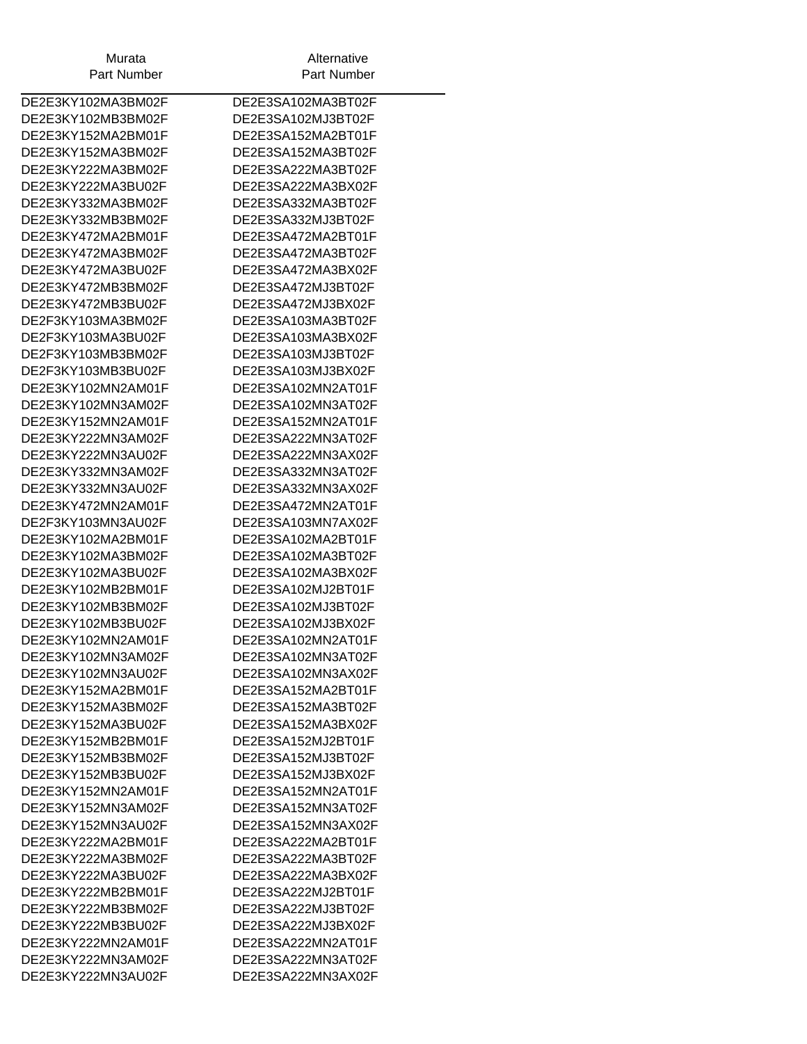| Murata Part Number | Alternative Part Number |
|---|---|
| DE2E3KY102MA3BM02F | DE2E3SA102MA3BT02F |
| DE2E3KY102MB3BM02F | DE2E3SA102MJ3BT02F |
| DE2E3KY152MA2BM01F | DE2E3SA152MA2BT01F |
| DE2E3KY152MA3BM02F | DE2E3SA152MA3BT02F |
| DE2E3KY222MA3BM02F | DE2E3SA222MA3BT02F |
| DE2E3KY222MA3BU02F | DE2E3SA222MA3BX02F |
| DE2E3KY332MA3BM02F | DE2E3SA332MA3BT02F |
| DE2E3KY332MB3BM02F | DE2E3SA332MJ3BT02F |
| DE2E3KY472MA2BM01F | DE2E3SA472MA2BT01F |
| DE2E3KY472MA3BM02F | DE2E3SA472MA3BT02F |
| DE2E3KY472MA3BU02F | DE2E3SA472MA3BX02F |
| DE2E3KY472MB3BM02F | DE2E3SA472MJ3BT02F |
| DE2E3KY472MB3BU02F | DE2E3SA472MJ3BX02F |
| DE2F3KY103MA3BM02F | DE2E3SA103MA3BT02F |
| DE2F3KY103MA3BU02F | DE2E3SA103MA3BX02F |
| DE2F3KY103MB3BM02F | DE2E3SA103MJ3BT02F |
| DE2F3KY103MB3BU02F | DE2E3SA103MJ3BX02F |
| DE2E3KY102MN2AM01F | DE2E3SA102MN2AT01F |
| DE2E3KY102MN3AM02F | DE2E3SA102MN3AT02F |
| DE2E3KY152MN2AM01F | DE2E3SA152MN2AT01F |
| DE2E3KY222MN3AM02F | DE2E3SA222MN3AT02F |
| DE2E3KY222MN3AU02F | DE2E3SA222MN3AX02F |
| DE2E3KY332MN3AM02F | DE2E3SA332MN3AT02F |
| DE2E3KY332MN3AU02F | DE2E3SA332MN3AX02F |
| DE2E3KY472MN2AM01F | DE2E3SA472MN2AT01F |
| DE2F3KY103MN3AU02F | DE2E3SA103MN7AX02F |
| DE2E3KY102MA2BM01F | DE2E3SA102MA2BT01F |
| DE2E3KY102MA3BM02F | DE2E3SA102MA3BT02F |
| DE2E3KY102MA3BU02F | DE2E3SA102MA3BX02F |
| DE2E3KY102MB2BM01F | DE2E3SA102MJ2BT01F |
| DE2E3KY102MB3BM02F | DE2E3SA102MJ3BT02F |
| DE2E3KY102MB3BU02F | DE2E3SA102MJ3BX02F |
| DE2E3KY102MN2AM01F | DE2E3SA102MN2AT01F |
| DE2E3KY102MN3AM02F | DE2E3SA102MN3AT02F |
| DE2E3KY102MN3AU02F | DE2E3SA102MN3AX02F |
| DE2E3KY152MA2BM01F | DE2E3SA152MA2BT01F |
| DE2E3KY152MA3BM02F | DE2E3SA152MA3BT02F |
| DE2E3KY152MA3BU02F | DE2E3SA152MA3BX02F |
| DE2E3KY152MB2BM01F | DE2E3SA152MJ2BT01F |
| DE2E3KY152MB3BM02F | DE2E3SA152MJ3BT02F |
| DE2E3KY152MB3BU02F | DE2E3SA152MJ3BX02F |
| DE2E3KY152MN2AM01F | DE2E3SA152MN2AT01F |
| DE2E3KY152MN3AM02F | DE2E3SA152MN3AT02F |
| DE2E3KY152MN3AU02F | DE2E3SA152MN3AX02F |
| DE2E3KY222MA2BM01F | DE2E3SA222MA2BT01F |
| DE2E3KY222MA3BM02F | DE2E3SA222MA3BT02F |
| DE2E3KY222MA3BU02F | DE2E3SA222MA3BX02F |
| DE2E3KY222MB2BM01F | DE2E3SA222MJ2BT01F |
| DE2E3KY222MB3BM02F | DE2E3SA222MJ3BT02F |
| DE2E3KY222MB3BU02F | DE2E3SA222MJ3BX02F |
| DE2E3KY222MN2AM01F | DE2E3SA222MN2AT01F |
| DE2E3KY222MN3AM02F | DE2E3SA222MN3AT02F |
| DE2E3KY222MN3AU02F | DE2E3SA222MN3AX02F |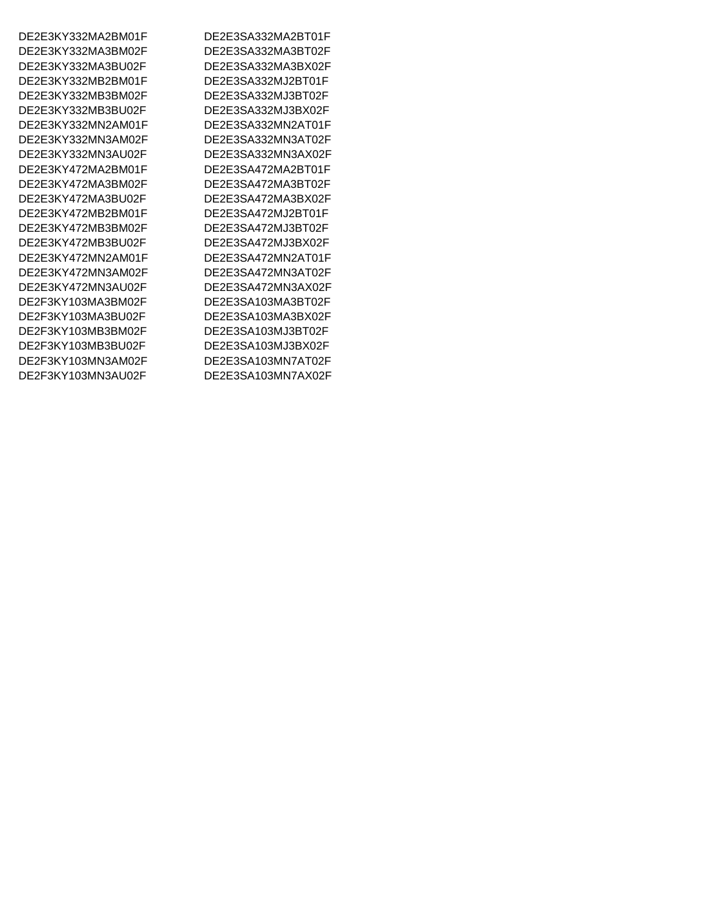| | |
|---|---|
| DE2E3KY332MA2BM01F | DE2E3SA332MA2BT01F |
| DE2E3KY332MA3BM02F | DE2E3SA332MA3BT02F |
| DE2E3KY332MA3BU02F | DE2E3SA332MA3BX02F |
| DE2E3KY332MB2BM01F | DE2E3SA332MJ2BT01F |
| DE2E3KY332MB3BM02F | DE2E3SA332MJ3BT02F |
| DE2E3KY332MB3BU02F | DE2E3SA332MJ3BX02F |
| DE2E3KY332MN2AM01F | DE2E3SA332MN2AT01F |
| DE2E3KY332MN3AM02F | DE2E3SA332MN3AT02F |
| DE2E3KY332MN3AU02F | DE2E3SA332MN3AX02F |
| DE2E3KY472MA2BM01F | DE2E3SA472MA2BT01F |
| DE2E3KY472MA3BM02F | DE2E3SA472MA3BT02F |
| DE2E3KY472MA3BU02F | DE2E3SA472MA3BX02F |
| DE2E3KY472MB2BM01F | DE2E3SA472MJ2BT01F |
| DE2E3KY472MB3BM02F | DE2E3SA472MJ3BT02F |
| DE2E3KY472MB3BU02F | DE2E3SA472MJ3BX02F |
| DE2E3KY472MN2AM01F | DE2E3SA472MN2AT01F |
| DE2E3KY472MN3AM02F | DE2E3SA472MN3AT02F |
| DE2E3KY472MN3AU02F | DE2E3SA472MN3AX02F |
| DE2F3KY103MA3BM02F | DE2E3SA103MA3BT02F |
| DE2F3KY103MA3BU02F | DE2E3SA103MA3BX02F |
| DE2F3KY103MB3BM02F | DE2E3SA103MJ3BT02F |
| DE2F3KY103MB3BU02F | DE2E3SA103MJ3BX02F |
| DE2F3KY103MN3AM02F | DE2E3SA103MN7AT02F |
| DE2F3KY103MN3AU02F | DE2E3SA103MN7AX02F |